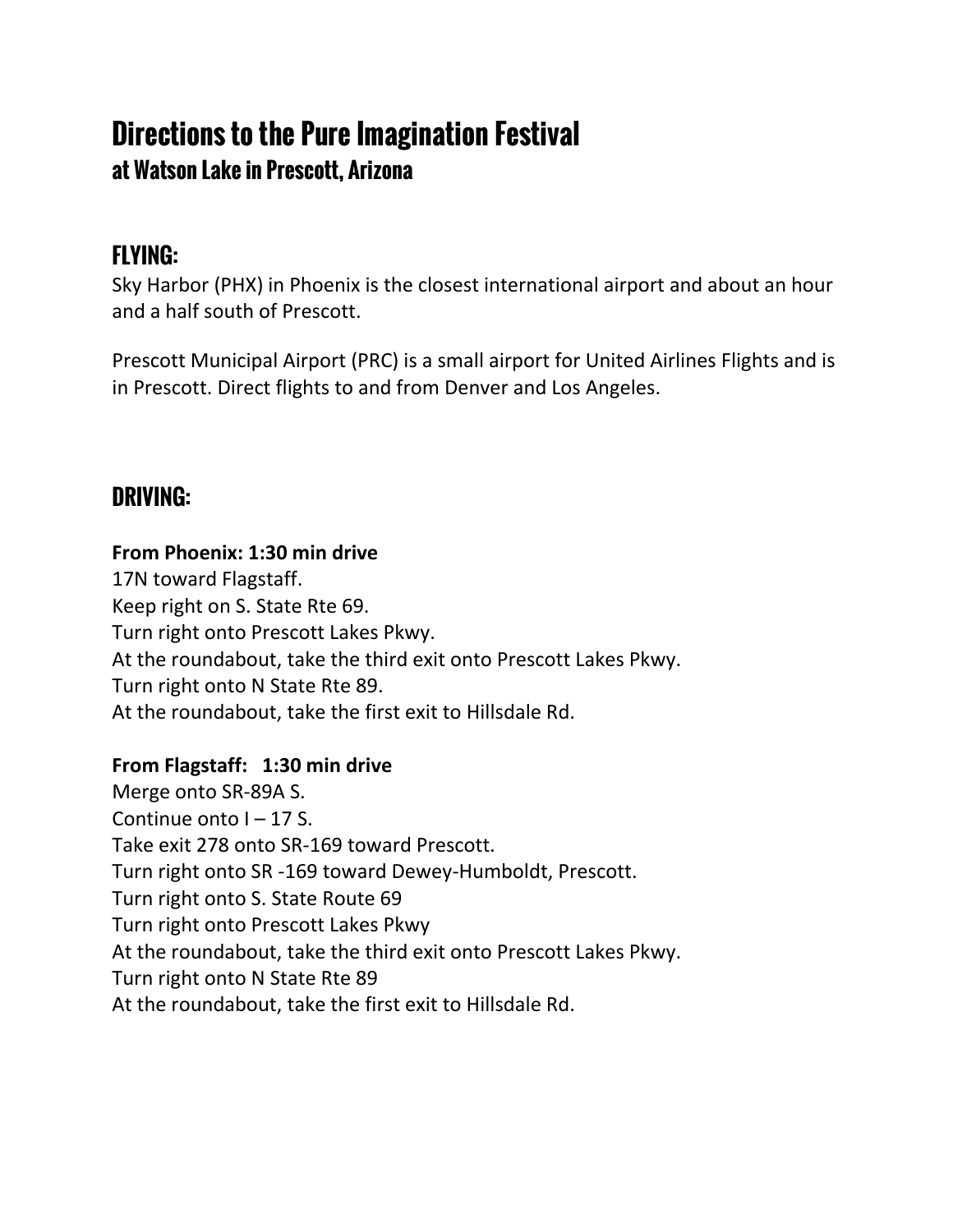# Directions to the Pure Imagination Festival

## at Watson Lake in Prescott, Arizona

## FLYING:

Sky Harbor (PHX) in Phoenix is the closest international airport and about an hour and a half south of Prescott.

Prescott Municipal Airport (PRC) is a small airport for United Airlines Flights and is in Prescott. Direct flights to and from Denver and Los Angeles.

## DRIVING:

**From Phoenix: 1:30 min drive**

17N toward Flagstaff.
Keep right on S. State Rte 69.
Turn right onto Prescott Lakes Pkwy.
At the roundabout, take the third exit onto Prescott Lakes Pkwy.
Turn right onto N State Rte 89.
At the roundabout, take the first exit to Hillsdale Rd.

**From Flagstaff: 1:30 min drive**

Merge onto SR-89A S.
Continue onto I – 17 S.
Take exit 278 onto SR-169 toward Prescott.
Turn right onto SR -169 toward Dewey-Humboldt, Prescott.
Turn right onto S. State Route 69
Turn right onto Prescott Lakes Pkwy
At the roundabout, take the third exit onto Prescott Lakes Pkwy.
Turn right onto N State Rte 89
At the roundabout, take the first exit to Hillsdale Rd.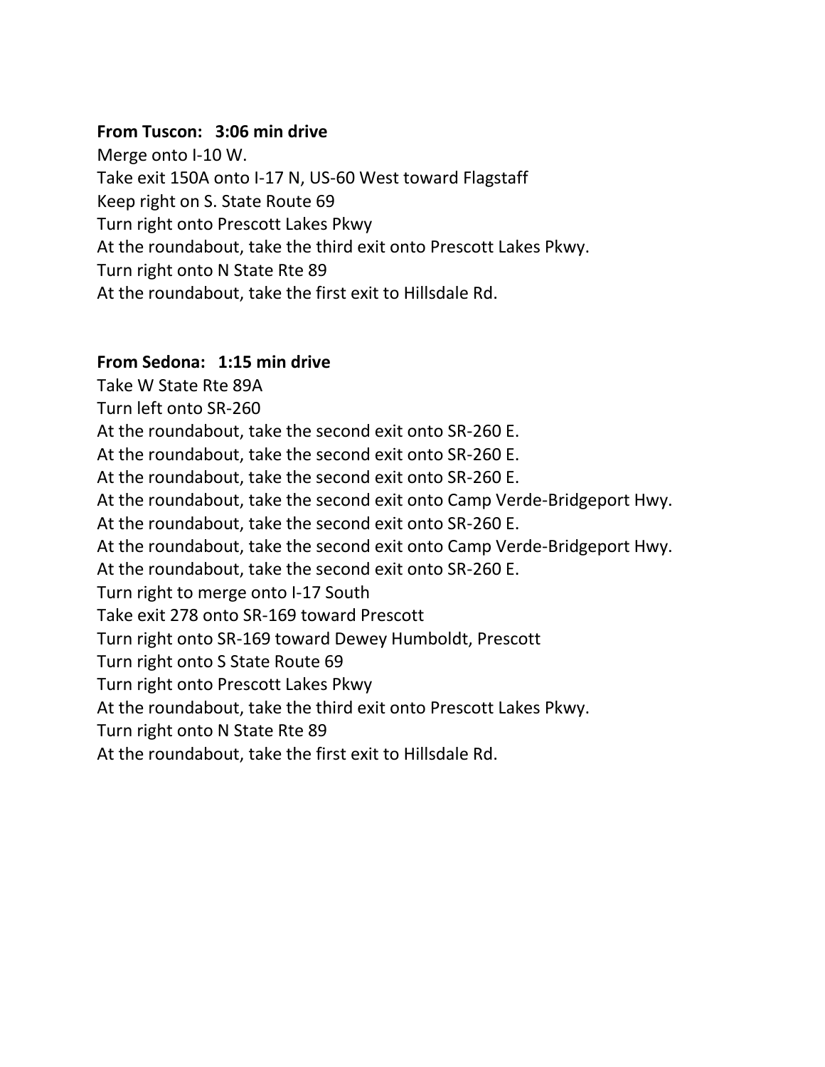**From Tuscon: 3:06 min drive**

Merge onto I-10 W.
Take exit 150A onto I-17 N, US-60 West toward Flagstaff
Keep right on S. State Route 69
Turn right onto Prescott Lakes Pkwy
At the roundabout, take the third exit onto Prescott Lakes Pkwy.
Turn right onto N State Rte 89
At the roundabout, take the first exit to Hillsdale Rd.

**From Sedona: 1:15 min drive**

Take W State Rte 89A
Turn left onto SR-260
At the roundabout, take the second exit onto SR-260 E.
At the roundabout, take the second exit onto SR-260 E.
At the roundabout, take the second exit onto SR-260 E.
At the roundabout, take the second exit onto Camp Verde-Bridgeport Hwy.
At the roundabout, take the second exit onto SR-260 E.
At the roundabout, take the second exit onto Camp Verde-Bridgeport Hwy.
At the roundabout, take the second exit onto SR-260 E.
Turn right to merge onto I-17 South
Take exit 278 onto SR-169 toward Prescott
Turn right onto SR-169 toward Dewey Humboldt, Prescott
Turn right onto S State Route 69
Turn right onto Prescott Lakes Pkwy
At the roundabout, take the third exit onto Prescott Lakes Pkwy.
Turn right onto N State Rte 89
At the roundabout, take the first exit to Hillsdale Rd.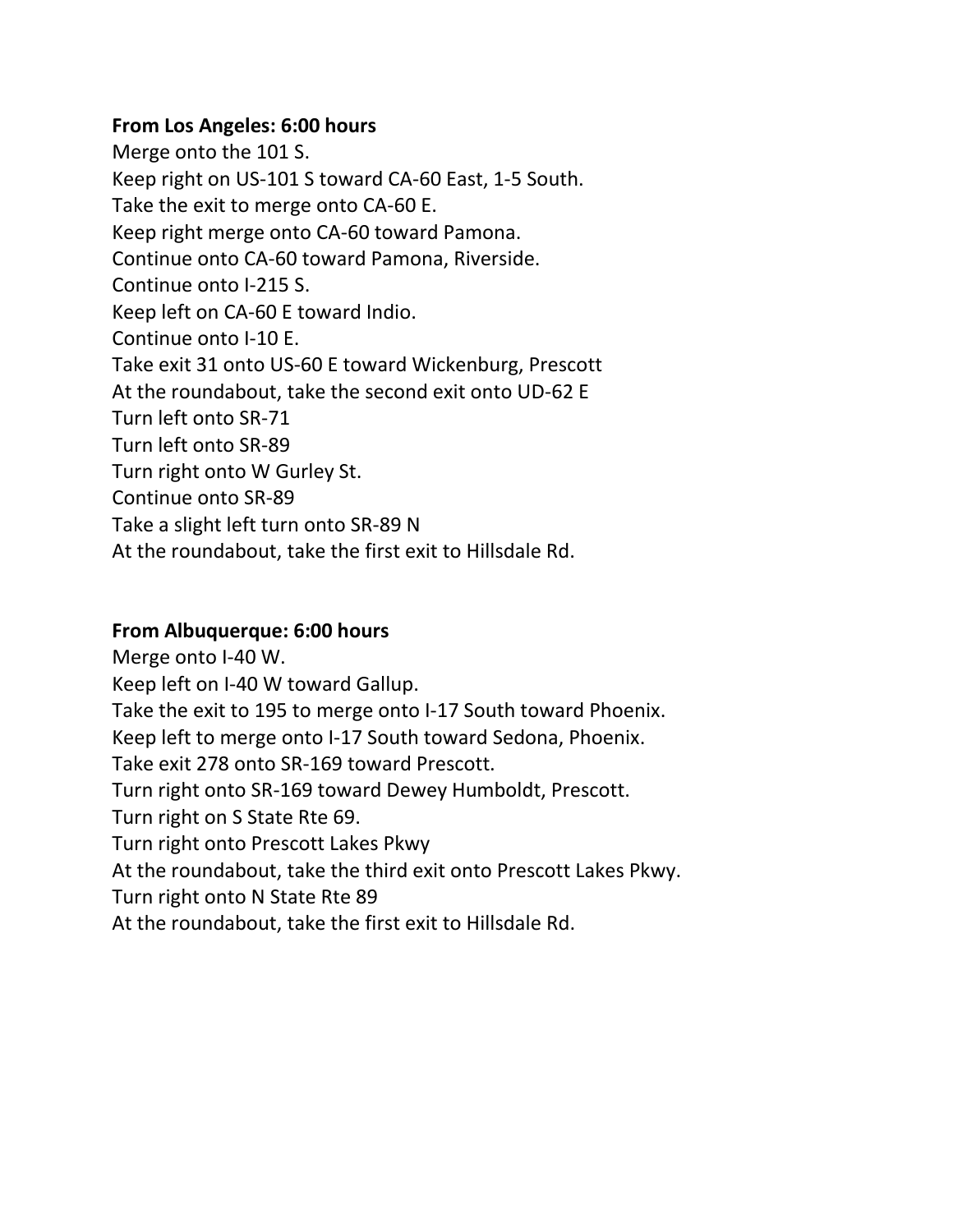**From Los Angeles: 6:00 hours**

Merge onto the 101 S.
Keep right on US-101 S toward CA-60 East, 1-5 South.
Take the exit to merge onto CA-60 E.
Keep right merge onto CA-60 toward Pamona.
Continue onto CA-60 toward Pamona, Riverside.
Continue onto I-215 S.
Keep left on CA-60 E toward Indio.
Continue onto I-10 E.
Take exit 31 onto US-60 E toward Wickenburg, Prescott
At the roundabout, take the second exit onto UD-62 E
Turn left onto SR-71
Turn left onto SR-89
Turn right onto W Gurley St.
Continue onto SR-89
Take a slight left turn onto SR-89 N
At the roundabout, take the first exit to Hillsdale Rd.

**From Albuquerque: 6:00 hours**

Merge onto I-40 W.
Keep left on I-40 W toward Gallup.
Take the exit to 195 to merge onto I-17 South toward Phoenix.
Keep left to merge onto I-17 South toward Sedona, Phoenix.
Take exit 278 onto SR-169 toward Prescott.
Turn right onto SR-169 toward Dewey Humboldt, Prescott.
Turn right on S State Rte 69.
Turn right onto Prescott Lakes Pkwy
At the roundabout, take the third exit onto Prescott Lakes Pkwy.
Turn right onto N State Rte 89
At the roundabout, take the first exit to Hillsdale Rd.